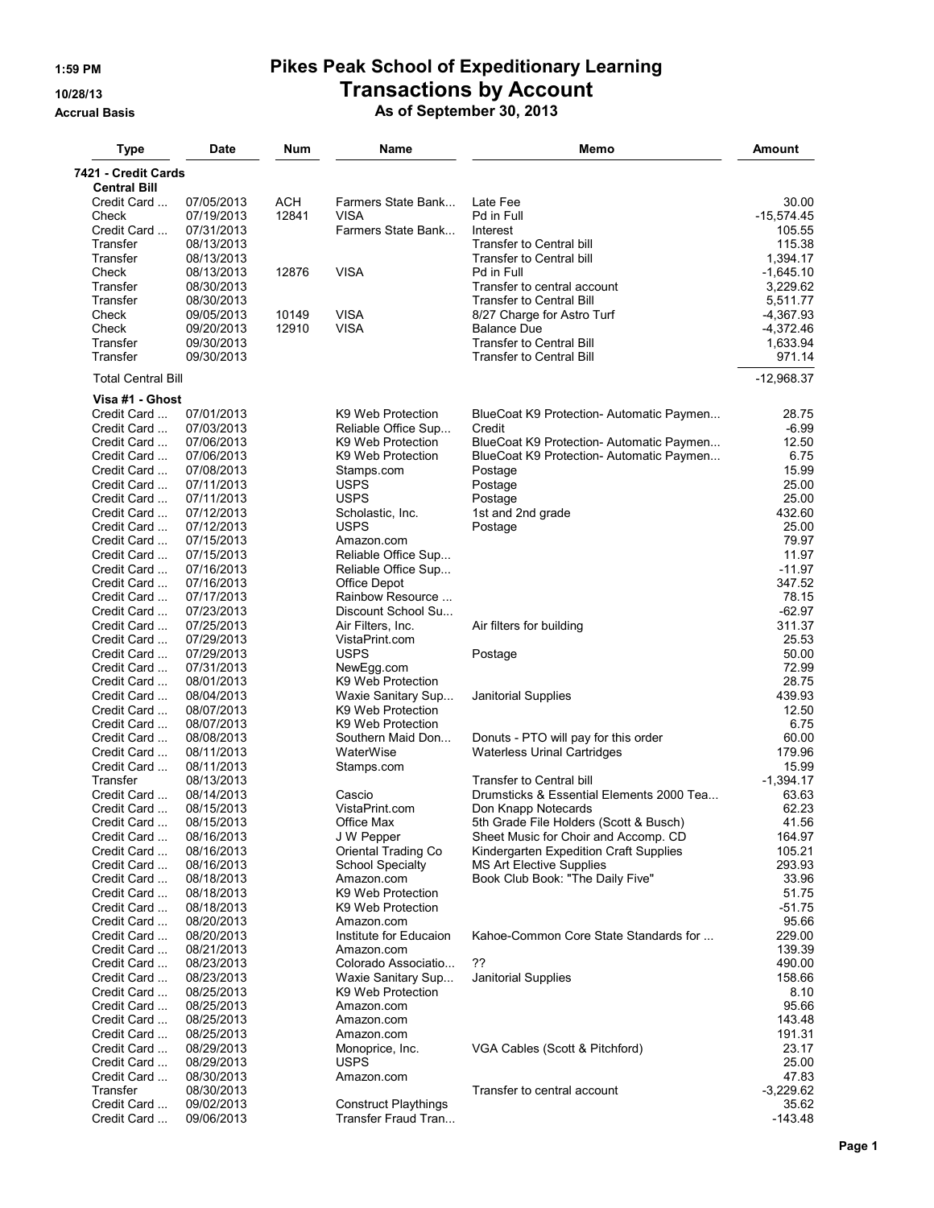# Pikes Peak School of Expeditionary Learning

## Transactions by Account

**As of September 30, 2013**

1:59 PM
10/28/13
Accrual Basis

| Type | Date | Num | Name | Memo | Amount |
|---|---|---|---|---|---|
| **7421 - Credit Cards** | | | | | |
| **Central Bill** | | | | | |
| Credit Card ... | 07/05/2013 | ACH | Farmers State Bank... | Late Fee | 30.00 |
| Check | 07/19/2013 | 12841 | VISA | Pd in Full | -15,574.45 |
| Credit Card ... | 07/31/2013 | | Farmers State Bank... | Interest | 105.55 |
| Transfer | 08/13/2013 | | | Transfer to Central bill | 115.38 |
| Transfer | 08/13/2013 | | | Transfer to Central bill | 1,394.17 |
| Check | 08/13/2013 | 12876 | VISA | Pd in Full | -1,645.10 |
| Transfer | 08/30/2013 | | | Transfer to central account | 3,229.62 |
| Transfer | 08/30/2013 | | | Transfer to Central Bill | 5,511.77 |
| Check | 09/05/2013 | 10149 | VISA | 8/27 Charge for Astro Turf | -4,367.93 |
| Check | 09/20/2013 | 12910 | VISA | Balance Due | -4,372.46 |
| Transfer | 09/30/2013 | | | Transfer to Central Bill | 1,633.94 |
| Transfer | 09/30/2013 | | | Transfer to Central Bill | 971.14 |
| Total Central Bill | | | | | -12,968.37 |
| **Visa #1 - Ghost** | | | | | |
| Credit Card ... | 07/01/2013 | | K9 Web Protection | BlueCoat K9 Protection- Automatic Paymen... | 28.75 |
| Credit Card ... | 07/03/2013 | | Reliable Office Sup... | Credit | -6.99 |
| Credit Card ... | 07/06/2013 | | K9 Web Protection | BlueCoat K9 Protection- Automatic Paymen... | 12.50 |
| Credit Card ... | 07/06/2013 | | K9 Web Protection | BlueCoat K9 Protection- Automatic Paymen... | 6.75 |
| Credit Card ... | 07/08/2013 | | Stamps.com | Postage | 15.99 |
| Credit Card ... | 07/11/2013 | | USPS | Postage | 25.00 |
| Credit Card ... | 07/11/2013 | | USPS | Postage | 25.00 |
| Credit Card ... | 07/12/2013 | | Scholastic, Inc. | 1st and 2nd grade | 432.60 |
| Credit Card ... | 07/12/2013 | | USPS | Postage | 25.00 |
| Credit Card ... | 07/15/2013 | | Amazon.com | | 79.97 |
| Credit Card ... | 07/15/2013 | | Reliable Office Sup... | | 11.97 |
| Credit Card ... | 07/16/2013 | | Reliable Office Sup... | | -11.97 |
| Credit Card ... | 07/16/2013 | | Office Depot | | 347.52 |
| Credit Card ... | 07/17/2013 | | Rainbow Resource ... | | 78.15 |
| Credit Card ... | 07/23/2013 | | Discount School Su... | | -62.97 |
| Credit Card ... | 07/25/2013 | | Air Filters, Inc. | Air filters for building | 311.37 |
| Credit Card ... | 07/29/2013 | | VistaPrint.com | | 25.53 |
| Credit Card ... | 07/29/2013 | | USPS | Postage | 50.00 |
| Credit Card ... | 07/31/2013 | | NewEgg.com | | 72.99 |
| Credit Card ... | 08/01/2013 | | K9 Web Protection | | 28.75 |
| Credit Card ... | 08/04/2013 | | Waxie Sanitary Sup... | Janitorial Supplies | 439.93 |
| Credit Card ... | 08/07/2013 | | K9 Web Protection | | 12.50 |
| Credit Card ... | 08/07/2013 | | K9 Web Protection | | 6.75 |
| Credit Card ... | 08/08/2013 | | Southern Maid Don... | Donuts - PTO will pay for this order | 60.00 |
| Credit Card ... | 08/11/2013 | | WaterWise | Waterless Urinal Cartridges | 179.96 |
| Credit Card ... | 08/11/2013 | | Stamps.com | | 15.99 |
| Transfer | 08/13/2013 | | | Transfer to Central bill | -1,394.17 |
| Credit Card ... | 08/14/2013 | | Cascio | Drumsticks & Essential Elements 2000 Tea... | 63.63 |
| Credit Card ... | 08/15/2013 | | VistaPrint.com | Don Knapp Notecards | 62.23 |
| Credit Card ... | 08/15/2013 | | Office Max | 5th Grade File Holders (Scott & Busch) | 41.56 |
| Credit Card ... | 08/16/2013 | | J W Pepper | Sheet Music for Choir and Accomp. CD | 164.97 |
| Credit Card ... | 08/16/2013 | | Oriental Trading Co | Kindergarten Expedition Craft Supplies | 105.21 |
| Credit Card ... | 08/16/2013 | | School Specialty | MS Art Elective Supplies | 293.93 |
| Credit Card ... | 08/18/2013 | | Amazon.com | Book Club Book: "The Daily Five" | 33.96 |
| Credit Card ... | 08/18/2013 | | K9 Web Protection | | 51.75 |
| Credit Card ... | 08/18/2013 | | K9 Web Protection | | -51.75 |
| Credit Card ... | 08/20/2013 | | Amazon.com | | 95.66 |
| Credit Card ... | 08/20/2013 | | Institute for Educaion | Kahoe-Common Core State Standards for ... | 229.00 |
| Credit Card ... | 08/21/2013 | | Amazon.com | | 139.39 |
| Credit Card ... | 08/23/2013 | | Colorado Associatio... | ?? | 490.00 |
| Credit Card ... | 08/23/2013 | | Waxie Sanitary Sup... | Janitorial Supplies | 158.66 |
| Credit Card ... | 08/25/2013 | | K9 Web Protection | | 8.10 |
| Credit Card ... | 08/25/2013 | | Amazon.com | | 95.66 |
| Credit Card ... | 08/25/2013 | | Amazon.com | | 143.48 |
| Credit Card ... | 08/25/2013 | | Amazon.com | | 191.31 |
| Credit Card ... | 08/29/2013 | | Monoprice, Inc. | VGA Cables (Scott & Pitchford) | 23.17 |
| Credit Card ... | 08/29/2013 | | USPS | | 25.00 |
| Credit Card ... | 08/30/2013 | | Amazon.com | | 47.83 |
| Transfer | 08/30/2013 | | | Transfer to central account | -3,229.62 |
| Credit Card ... | 09/02/2013 | | Construct Playthings | | 35.62 |
| Credit Card ... | 09/06/2013 | | Transfer Fraud Tran... | | -143.48 |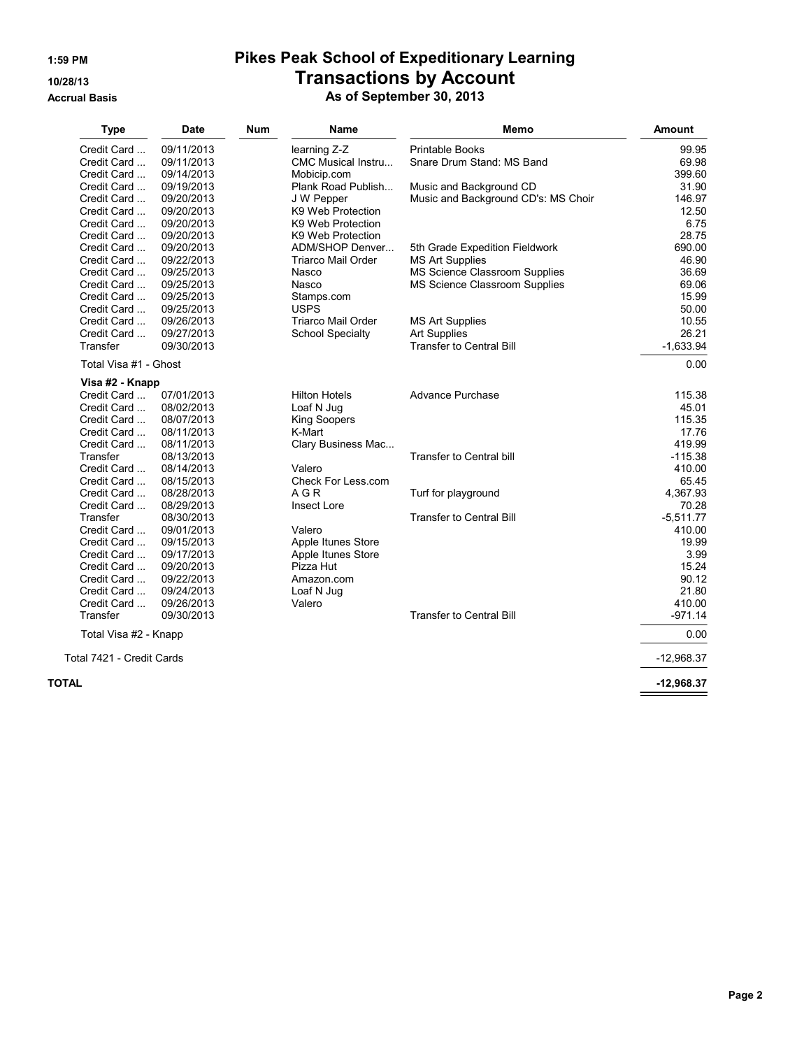# Pikes Peak School of Expeditionary Learning

## Transactions by Account

### As of September 30, 2013

1:59 PM
10/28/13
Accrual Basis

| Type | Date | Num | Name | Memo | Amount |
|---|---|---|---|---|---|
| Credit Card ... | 09/11/2013 | | learning Z-Z | Printable Books | 99.95 |
| Credit Card ... | 09/11/2013 | | CMC Musical Instru... | Snare Drum Stand: MS Band | 69.98 |
| Credit Card ... | 09/14/2013 | | Mobicip.com | | 399.60 |
| Credit Card ... | 09/19/2013 | | Plank Road Publish... | Music and Background CD | 31.90 |
| Credit Card ... | 09/20/2013 | | J W Pepper | Music and Background CD's: MS Choir | 146.97 |
| Credit Card ... | 09/20/2013 | | K9 Web Protection | | 12.50 |
| Credit Card ... | 09/20/2013 | | K9 Web Protection | | 6.75 |
| Credit Card ... | 09/20/2013 | | K9 Web Protection | | 28.75 |
| Credit Card ... | 09/20/2013 | | ADM/SHOP Denver... | 5th Grade Expedition Fieldwork | 690.00 |
| Credit Card ... | 09/22/2013 | | Triarco Mail Order | MS Art Supplies | 46.90 |
| Credit Card ... | 09/25/2013 | | Nasco | MS Science Classroom Supplies | 36.69 |
| Credit Card ... | 09/25/2013 | | Nasco | MS Science Classroom Supplies | 69.06 |
| Credit Card ... | 09/25/2013 | | Stamps.com | | 15.99 |
| Credit Card ... | 09/25/2013 | | USPS | | 50.00 |
| Credit Card ... | 09/26/2013 | | Triarco Mail Order | MS Art Supplies | 10.55 |
| Credit Card ... | 09/27/2013 | | School Specialty | Art Supplies | 26.21 |
| Transfer | 09/30/2013 | | | Transfer to Central Bill | -1,633.94 |
| Total Visa #1 - Ghost | | | | | 0.00 |
| **Visa #2 - Knapp** | | | | | |
| Credit Card ... | 07/01/2013 | | Hilton Hotels | Advance Purchase | 115.38 |
| Credit Card ... | 08/02/2013 | | Loaf N Jug | | 45.01 |
| Credit Card ... | 08/07/2013 | | King Soopers | | 115.35 |
| Credit Card ... | 08/11/2013 | | K-Mart | | 17.76 |
| Credit Card ... | 08/11/2013 | | Clary Business Mac... | | 419.99 |
| Transfer | 08/13/2013 | | | Transfer to Central bill | -115.38 |
| Credit Card ... | 08/14/2013 | | Valero | | 410.00 |
| Credit Card ... | 08/15/2013 | | Check For Less.com | | 65.45 |
| Credit Card ... | 08/28/2013 | | A G R | Turf for playground | 4,367.93 |
| Credit Card ... | 08/29/2013 | | Insect Lore | | 70.28 |
| Transfer | 08/30/2013 | | | Transfer to Central Bill | -5,511.77 |
| Credit Card ... | 09/01/2013 | | Valero | | 410.00 |
| Credit Card ... | 09/15/2013 | | Apple Itunes Store | | 19.99 |
| Credit Card ... | 09/17/2013 | | Apple Itunes Store | | 3.99 |
| Credit Card ... | 09/20/2013 | | Pizza Hut | | 15.24 |
| Credit Card ... | 09/22/2013 | | Amazon.com | | 90.12 |
| Credit Card ... | 09/24/2013 | | Loaf N Jug | | 21.80 |
| Credit Card ... | 09/26/2013 | | Valero | | 410.00 |
| Transfer | 09/30/2013 | | | Transfer to Central Bill | -971.14 |
| Total Visa #2 - Knapp | | | | | 0.00 |
| Total 7421 - Credit Cards | | | | | -12,968.37 |
| **TOTAL** | | | | | **-12,968.37** |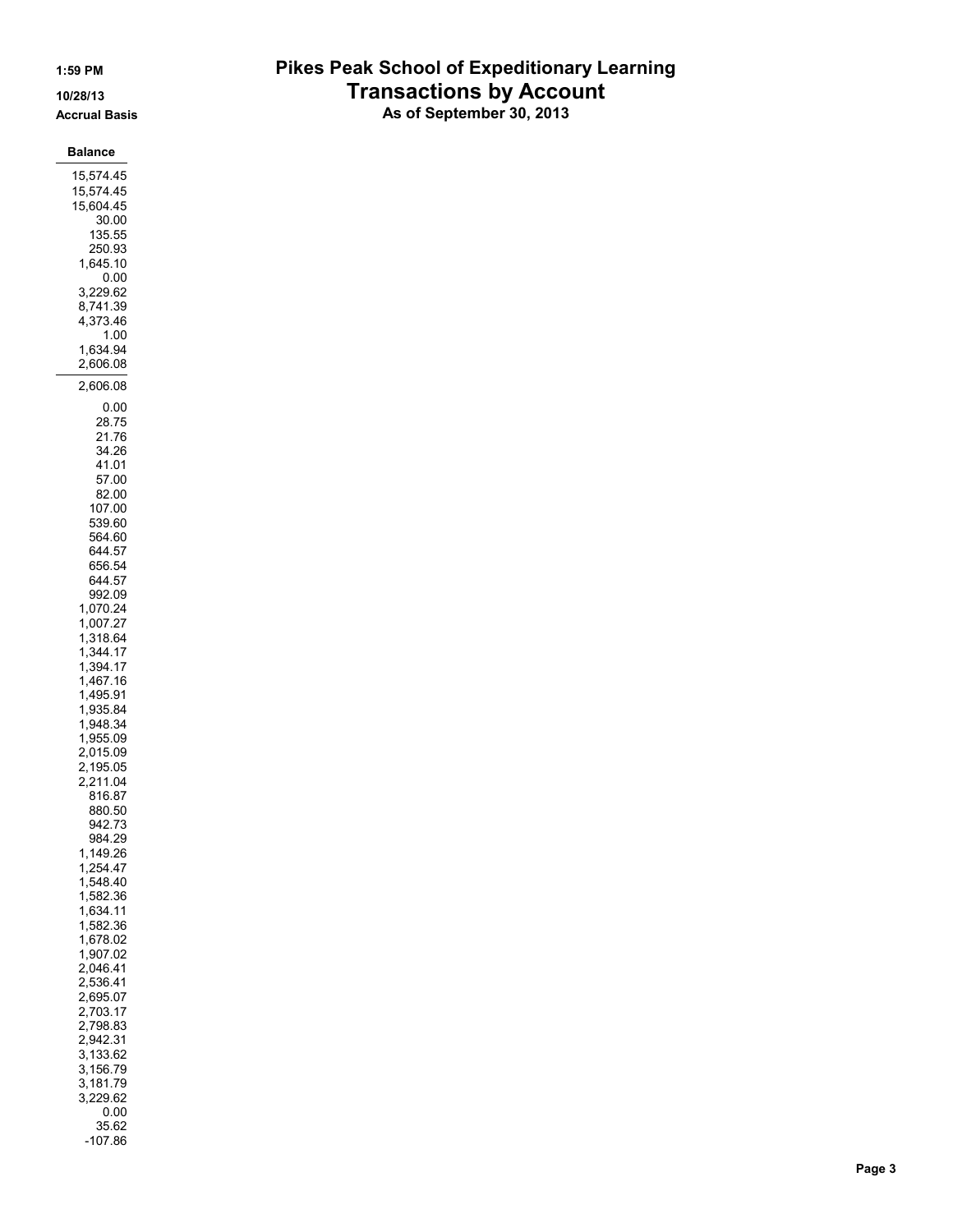# Pikes Peak School of Expeditionary Learning
## Transactions by Account
### As of September 30, 2013

1:59 PM
10/28/13
Accrual Basis

| Balance |
|---|
| 15,574.45 |
| 15,574.45 |
| 15,604.45 |
| 30.00 |
| 135.55 |
| 250.93 |
| 1,645.10 |
| 0.00 |
| 3,229.62 |
| 8,741.39 |
| 4,373.46 |
| 1.00 |
| 1,634.94 |
| 2,606.08 |
| 2,606.08 |
| 0.00 |
| 28.75 |
| 21.76 |
| 34.26 |
| 41.01 |
| 57.00 |
| 82.00 |
| 107.00 |
| 539.60 |
| 564.60 |
| 644.57 |
| 656.54 |
| 644.57 |
| 992.09 |
| 1,070.24 |
| 1,007.27 |
| 1,318.64 |
| 1,344.17 |
| 1,394.17 |
| 1,467.16 |
| 1,495.91 |
| 1,935.84 |
| 1,948.34 |
| 1,955.09 |
| 2,015.09 |
| 2,195.05 |
| 2,211.04 |
| 816.87 |
| 880.50 |
| 942.73 |
| 984.29 |
| 1,149.26 |
| 1,254.47 |
| 1,548.40 |
| 1,582.36 |
| 1,634.11 |
| 1,582.36 |
| 1,678.02 |
| 1,907.02 |
| 2,046.41 |
| 2,536.41 |
| 2,695.07 |
| 2,703.17 |
| 2,798.83 |
| 2,942.31 |
| 3,133.62 |
| 3,156.79 |
| 3,181.79 |
| 3,229.62 |
| 0.00 |
| 35.62 |
| -107.86 |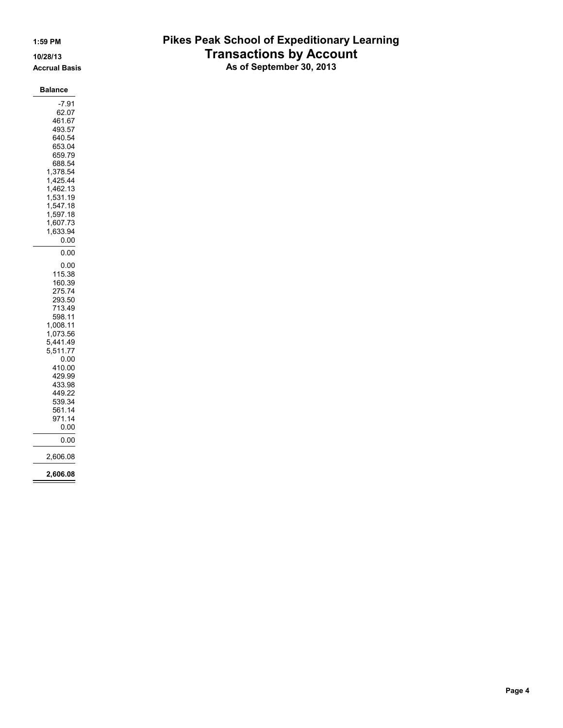# Pikes Peak School of Expeditionary Learning

## Transactions by Account

### As of September 30, 2013

1:59 PM
10/28/13
Accrual Basis

| Balance |
|---|
| -7.91 |
| 62.07 |
| 461.67 |
| 493.57 |
| 640.54 |
| 653.04 |
| 659.79 |
| 688.54 |
| 1,378.54 |
| 1,425.44 |
| 1,462.13 |
| 1,531.19 |
| 1,547.18 |
| 1,597.18 |
| 1,607.73 |
| 1,633.94 |
| 0.00 |
| 0.00 |
| 0.00 |
| 115.38 |
| 160.39 |
| 275.74 |
| 293.50 |
| 713.49 |
| 598.11 |
| 1,008.11 |
| 1,073.56 |
| 5,441.49 |
| 5,511.77 |
| 0.00 |
| 410.00 |
| 429.99 |
| 433.98 |
| 449.22 |
| 539.34 |
| 561.14 |
| 971.14 |
| 0.00 |
| 0.00 |
| 2,606.08 |
| **2,606.08** |